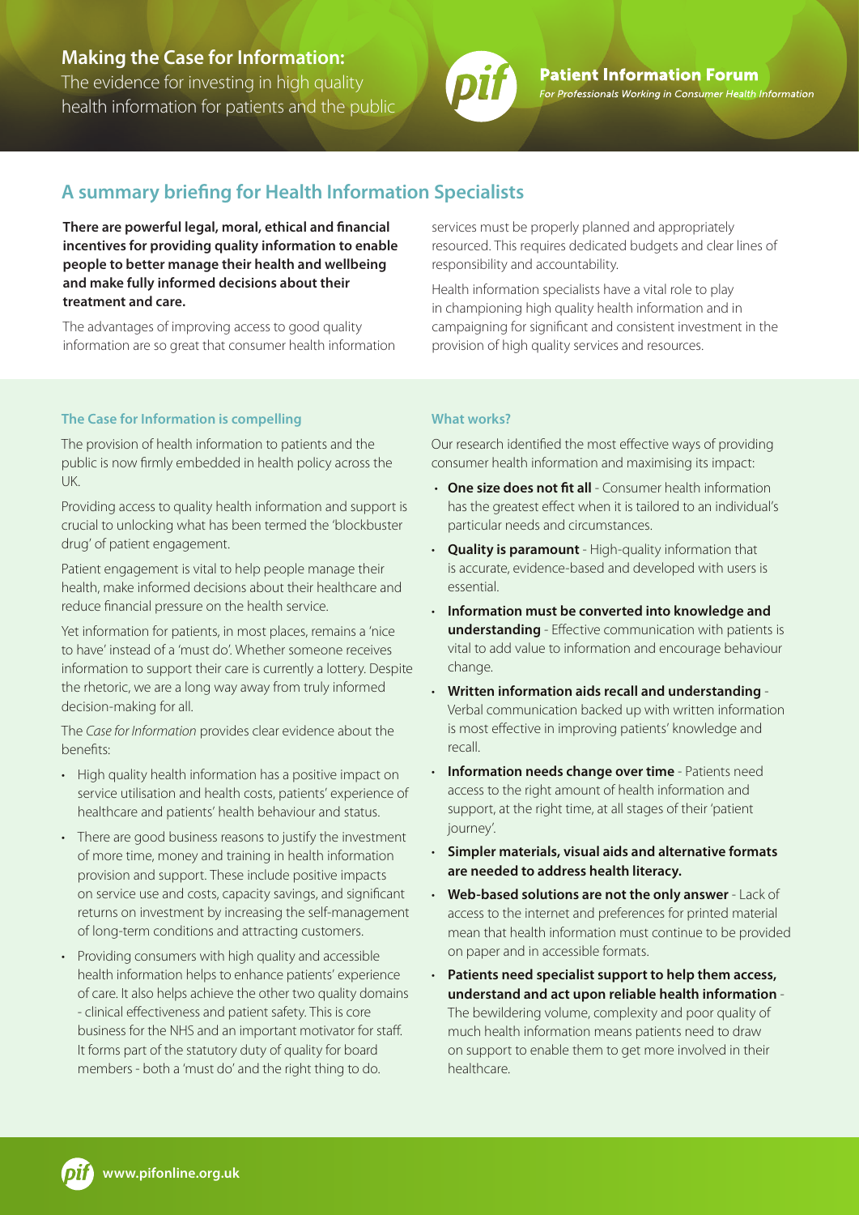# Making the Case for Information:

The evidence for investing in high quality health information for patients and the public

**Patient Information Forum**
*For Professionals Working in Consumer Health Information*

## A summary briefing for Health Information Specialists

**There are powerful legal, moral, ethical and financial incentives for providing quality information to enable people to better manage their health and wellbeing and make fully informed decisions about their treatment and care.**

The advantages of improving access to good quality information are so great that consumer health information services must be properly planned and appropriately resourced. This requires dedicated budgets and clear lines of responsibility and accountability.

Health information specialists have a vital role to play in championing high quality health information and in campaigning for significant and consistent investment in the provision of high quality services and resources.

### The Case for Information is compelling

The provision of health information to patients and the public is now firmly embedded in health policy across the UK.

Providing access to quality health information and support is crucial to unlocking what has been termed the 'blockbuster drug' of patient engagement.

Patient engagement is vital to help people manage their health, make informed decisions about their healthcare and reduce financial pressure on the health service.

Yet information for patients, in most places, remains a 'nice to have' instead of a 'must do'. Whether someone receives information to support their care is currently a lottery. Despite the rhetoric, we are a long way away from truly informed decision-making for all.

The *Case for Information* provides clear evidence about the benefits:

- High quality health information has a positive impact on service utilisation and health costs, patients' experience of healthcare and patients' health behaviour and status.
- There are good business reasons to justify the investment of more time, money and training in health information provision and support. These include positive impacts on service use and costs, capacity savings, and significant returns on investment by increasing the self-management of long-term conditions and attracting customers.
- Providing consumers with high quality and accessible health information helps to enhance patients' experience of care. It also helps achieve the other two quality domains - clinical effectiveness and patient safety. This is core business for the NHS and an important motivator for staff. It forms part of the statutory duty of quality for board members - both a 'must do' and the right thing to do.

### What works?

Our research identified the most effective ways of providing consumer health information and maximising its impact:

- **One size does not fit all** - Consumer health information has the greatest effect when it is tailored to an individual's particular needs and circumstances.
- **Quality is paramount** - High-quality information that is accurate, evidence-based and developed with users is essential.
- **Information must be converted into knowledge and understanding** - Effective communication with patients is vital to add value to information and encourage behaviour change.
- **Written information aids recall and understanding** - Verbal communication backed up with written information is most effective in improving patients' knowledge and recall.
- **Information needs change over time** - Patients need access to the right amount of health information and support, at the right time, at all stages of their 'patient journey'.
- **Simpler materials, visual aids and alternative formats are needed to address health literacy.**
- **Web-based solutions are not the only answer** - Lack of access to the internet and preferences for printed material mean that health information must continue to be provided on paper and in accessible formats.
- **Patients need specialist support to help them access, understand and act upon reliable health information** - The bewildering volume, complexity and poor quality of much health information means patients need to draw on support to enable them to get more involved in their healthcare.

www.pifonline.org.uk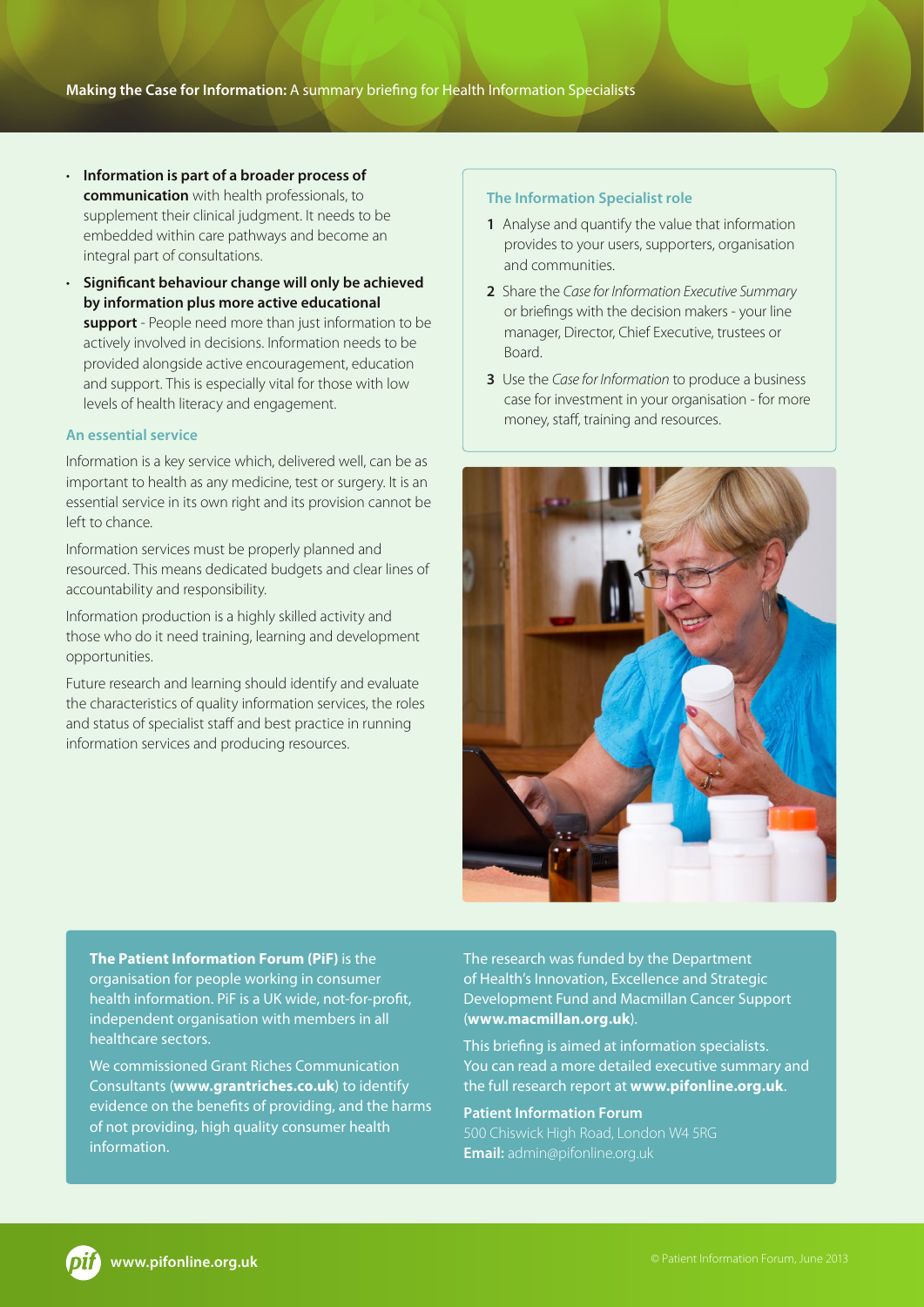- **Information is part of a broader process of communication** with health professionals, to supplement their clinical judgment. It needs to be embedded within care pathways and become an integral part of consultations.
- **Significant behaviour change will only be achieved by information plus more active educational support** - People need more than just information to be actively involved in decisions. Information needs to be provided alongside active encouragement, education and support. This is especially vital for those with low levels of health literacy and engagement.

### An essential service

Information is a key service which, delivered well, can be as important to health as any medicine, test or surgery. It is an essential service in its own right and its provision cannot be left to chance.

Information services must be properly planned and resourced. This means dedicated budgets and clear lines of accountability and responsibility.

Information production is a highly skilled activity and those who do it need training, learning and development opportunities.

Future research and learning should identify and evaluate the characteristics of quality information services, the roles and status of specialist staff and best practice in running information services and producing resources.

### The Information Specialist role

1. Analyse and quantify the value that information provides to your users, supporters, organisation and communities.
2. Share the *Case for Information Executive Summary* or briefings with the decision makers - your line manager, Director, Chief Executive, trustees or Board.
3. Use the *Case for Information* to produce a business case for investment in your organisation - for more money, staff, training and resources.

**The Patient Information Forum (PiF)** is the organisation for people working in consumer health information. PiF is a UK wide, not-for-profit, independent organisation with members in all healthcare sectors.

We commissioned Grant Riches Communication Consultants (**www.grantriches.co.uk**) to identify evidence on the benefits of providing, and the harms of not providing, high quality consumer health information.

The research was funded by the Department of Health's Innovation, Excellence and Strategic Development Fund and Macmillan Cancer Support (**www.macmillan.org.uk**).

This briefing is aimed at information specialists. You can read a more detailed executive summary and the full research report at **www.pifonline.org.uk**.

**Patient Information Forum**
500 Chiswick High Road, London W4 5RG
**Email:** admin@pifonline.org.uk

**www.pifonline.org.uk**

© Patient Information Forum, June 2013